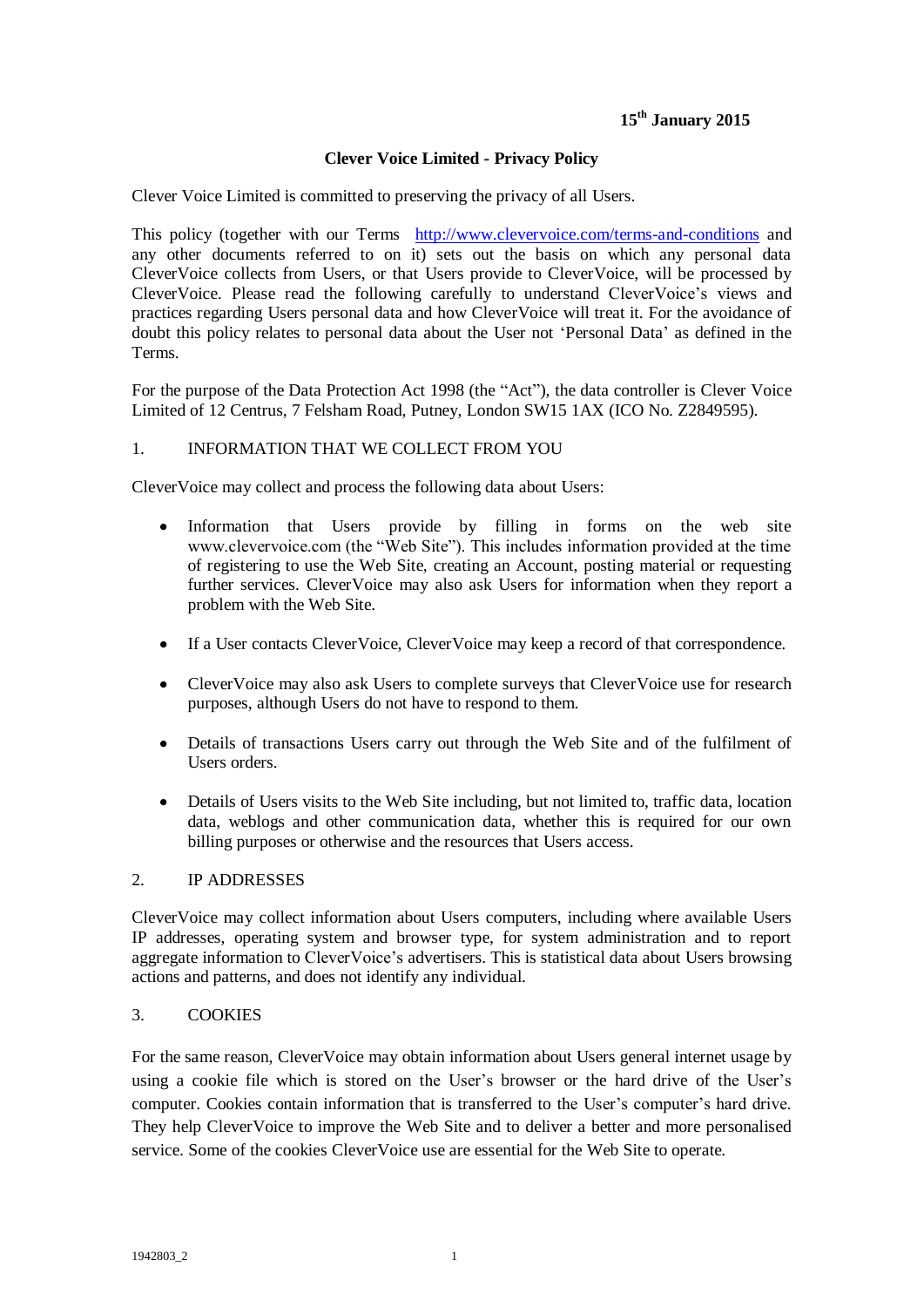**15th January 2015**

# Clever Voice Limited - Privacy Policy

Clever Voice Limited is committed to preserving the privacy of all Users.

This policy (together with our Terms http://www.clevervoice.com/terms-and-conditions and any other documents referred to on it) sets out the basis on which any personal data CleverVoice collects from Users, or that Users provide to CleverVoice, will be processed by CleverVoice. Please read the following carefully to understand CleverVoice's views and practices regarding Users personal data and how CleverVoice will treat it. For the avoidance of doubt this policy relates to personal data about the User not 'Personal Data' as defined in the Terms.

For the purpose of the Data Protection Act 1998 (the "Act"), the data controller is Clever Voice Limited of 12 Centrus, 7 Felsham Road, Putney, London SW15 1AX (ICO No. Z2849595).

## 1. INFORMATION THAT WE COLLECT FROM YOU

CleverVoice may collect and process the following data about Users:

- Information that Users provide by filling in forms on the web site www.clevervoice.com (the "Web Site"). This includes information provided at the time of registering to use the Web Site, creating an Account, posting material or requesting further services. CleverVoice may also ask Users for information when they report a problem with the Web Site.
- If a User contacts CleverVoice, CleverVoice may keep a record of that correspondence.
- CleverVoice may also ask Users to complete surveys that CleverVoice use for research purposes, although Users do not have to respond to them.
- Details of transactions Users carry out through the Web Site and of the fulfilment of Users orders.
- Details of Users visits to the Web Site including, but not limited to, traffic data, location data, weblogs and other communication data, whether this is required for our own billing purposes or otherwise and the resources that Users access.

## 2. IP ADDRESSES

CleverVoice may collect information about Users computers, including where available Users IP addresses, operating system and browser type, for system administration and to report aggregate information to CleverVoice's advertisers. This is statistical data about Users browsing actions and patterns, and does not identify any individual.

## 3. COOKIES

For the same reason, CleverVoice may obtain information about Users general internet usage by using a cookie file which is stored on the User's browser or the hard drive of the User's computer. Cookies contain information that is transferred to the User's computer's hard drive. They help CleverVoice to improve the Web Site and to deliver a better and more personalised service. Some of the cookies CleverVoice use are essential for the Web Site to operate.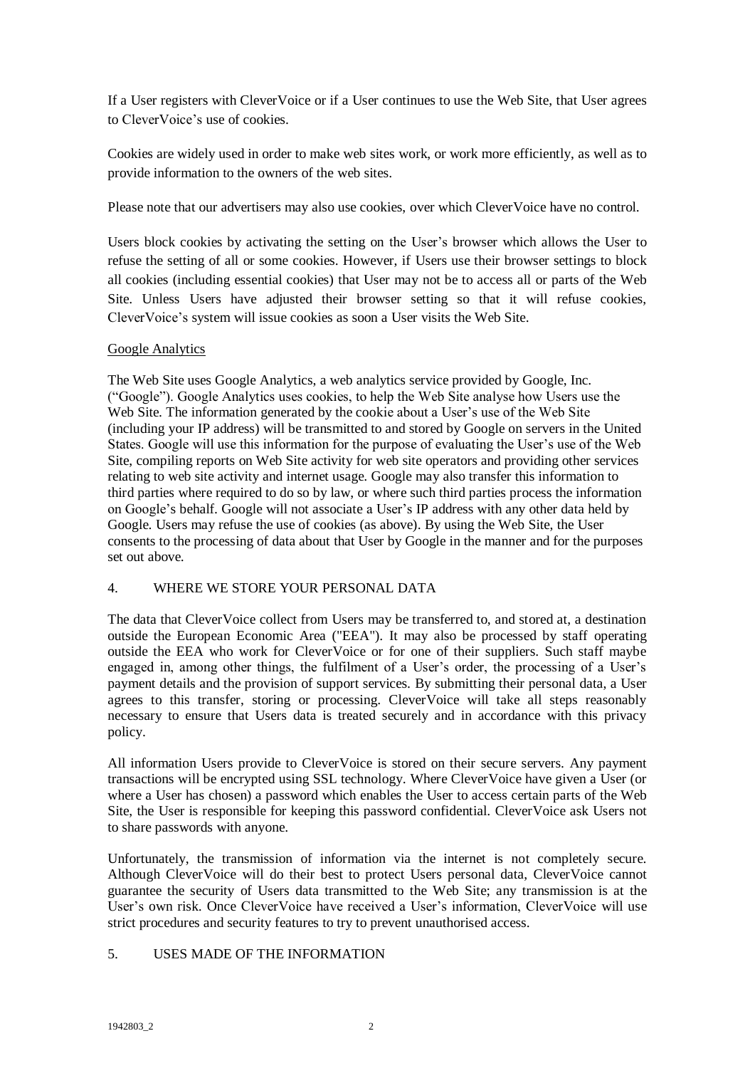If a User registers with CleverVoice or if a User continues to use the Web Site, that User agrees to CleverVoice's use of cookies.

Cookies are widely used in order to make web sites work, or work more efficiently, as well as to provide information to the owners of the web sites.

Please note that our advertisers may also use cookies, over which CleverVoice have no control.

Users block cookies by activating the setting on the User's browser which allows the User to refuse the setting of all or some cookies. However, if Users use their browser settings to block all cookies (including essential cookies) that User may not be to access all or parts of the Web Site. Unless Users have adjusted their browser setting so that it will refuse cookies, CleverVoice's system will issue cookies as soon a User visits the Web Site.

Google Analytics

The Web Site uses Google Analytics, a web analytics service provided by Google, Inc. ("Google"). Google Analytics uses cookies, to help the Web Site analyse how Users use the Web Site. The information generated by the cookie about a User's use of the Web Site (including your IP address) will be transmitted to and stored by Google on servers in the United States. Google will use this information for the purpose of evaluating the User's use of the Web Site, compiling reports on Web Site activity for web site operators and providing other services relating to web site activity and internet usage. Google may also transfer this information to third parties where required to do so by law, or where such third parties process the information on Google's behalf. Google will not associate a User's IP address with any other data held by Google. Users may refuse the use of cookies (as above). By using the Web Site, the User consents to the processing of data about that User by Google in the manner and for the purposes set out above.

## 4. WHERE WE STORE YOUR PERSONAL DATA

The data that CleverVoice collect from Users may be transferred to, and stored at, a destination outside the European Economic Area ("EEA"). It may also be processed by staff operating outside the EEA who work for CleverVoice or for one of their suppliers. Such staff maybe engaged in, among other things, the fulfilment of a User's order, the processing of a User's payment details and the provision of support services. By submitting their personal data, a User agrees to this transfer, storing or processing. CleverVoice will take all steps reasonably necessary to ensure that Users data is treated securely and in accordance with this privacy policy.

All information Users provide to CleverVoice is stored on their secure servers. Any payment transactions will be encrypted using SSL technology. Where CleverVoice have given a User (or where a User has chosen) a password which enables the User to access certain parts of the Web Site, the User is responsible for keeping this password confidential. CleverVoice ask Users not to share passwords with anyone.

Unfortunately, the transmission of information via the internet is not completely secure. Although CleverVoice will do their best to protect Users personal data, CleverVoice cannot guarantee the security of Users data transmitted to the Web Site; any transmission is at the User's own risk. Once CleverVoice have received a User's information, CleverVoice will use strict procedures and security features to try to prevent unauthorised access.

## 5. USES MADE OF THE INFORMATION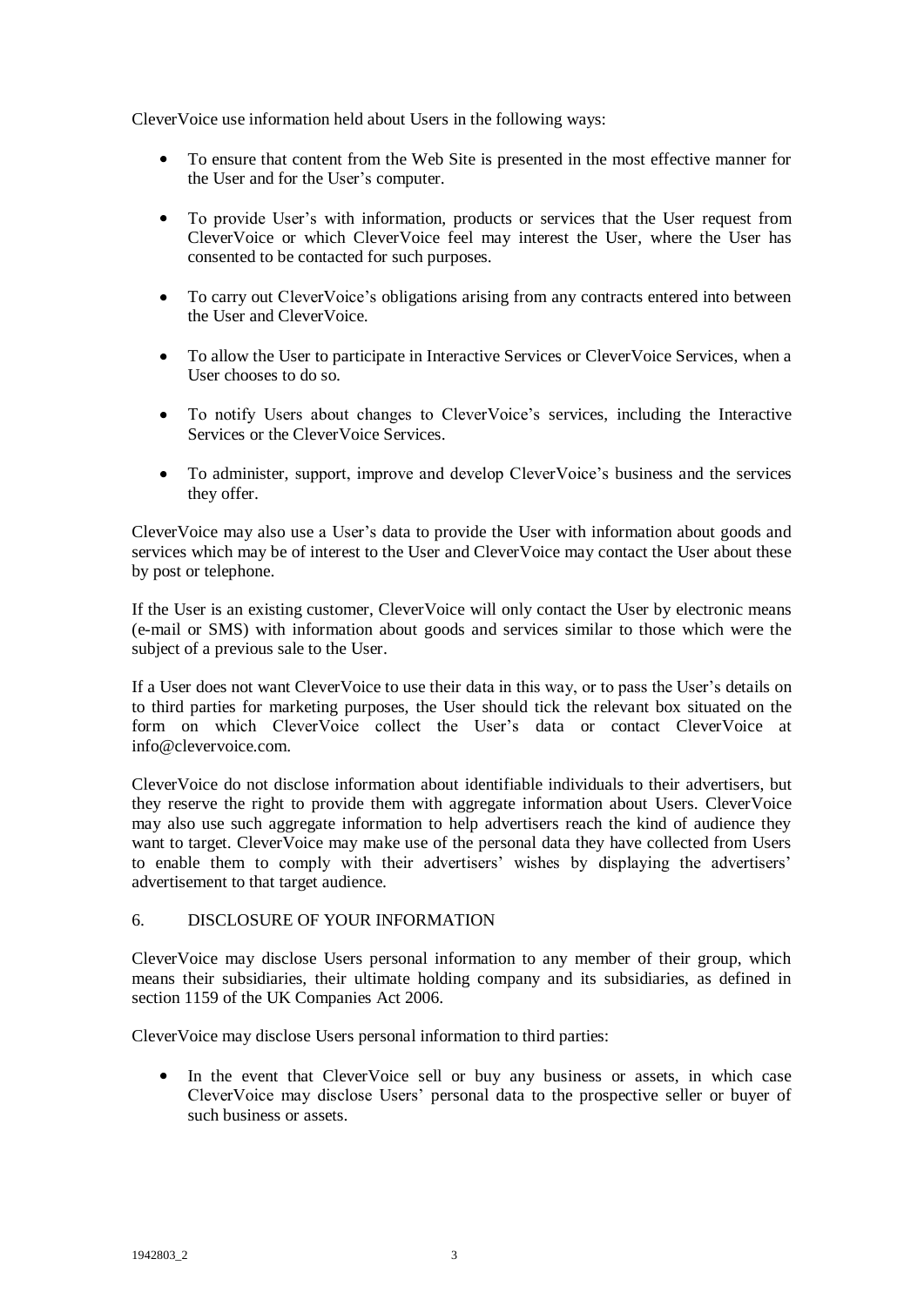CleverVoice use information held about Users in the following ways:

- To ensure that content from the Web Site is presented in the most effective manner for the User and for the User's computer.
- To provide User's with information, products or services that the User request from CleverVoice or which CleverVoice feel may interest the User, where the User has consented to be contacted for such purposes.
- To carry out CleverVoice's obligations arising from any contracts entered into between the User and CleverVoice.
- To allow the User to participate in Interactive Services or CleverVoice Services, when a User chooses to do so.
- To notify Users about changes to CleverVoice's services, including the Interactive Services or the CleverVoice Services.
- To administer, support, improve and develop CleverVoice's business and the services they offer.

CleverVoice may also use a User's data to provide the User with information about goods and services which may be of interest to the User and CleverVoice may contact the User about these by post or telephone.

If the User is an existing customer, CleverVoice will only contact the User by electronic means (e-mail or SMS) with information about goods and services similar to those which were the subject of a previous sale to the User.

If a User does not want CleverVoice to use their data in this way, or to pass the User's details on to third parties for marketing purposes, the User should tick the relevant box situated on the form on which CleverVoice collect the User's data or contact CleverVoice at info@clevervoice.com.

CleverVoice do not disclose information about identifiable individuals to their advertisers, but they reserve the right to provide them with aggregate information about Users. CleverVoice may also use such aggregate information to help advertisers reach the kind of audience they want to target. CleverVoice may make use of the personal data they have collected from Users to enable them to comply with their advertisers' wishes by displaying the advertisers' advertisement to that target audience.

## 6. DISCLOSURE OF YOUR INFORMATION

CleverVoice may disclose Users personal information to any member of their group, which means their subsidiaries, their ultimate holding company and its subsidiaries, as defined in section 1159 of the UK Companies Act 2006.

CleverVoice may disclose Users personal information to third parties:

- In the event that CleverVoice sell or buy any business or assets, in which case CleverVoice may disclose Users' personal data to the prospective seller or buyer of such business or assets.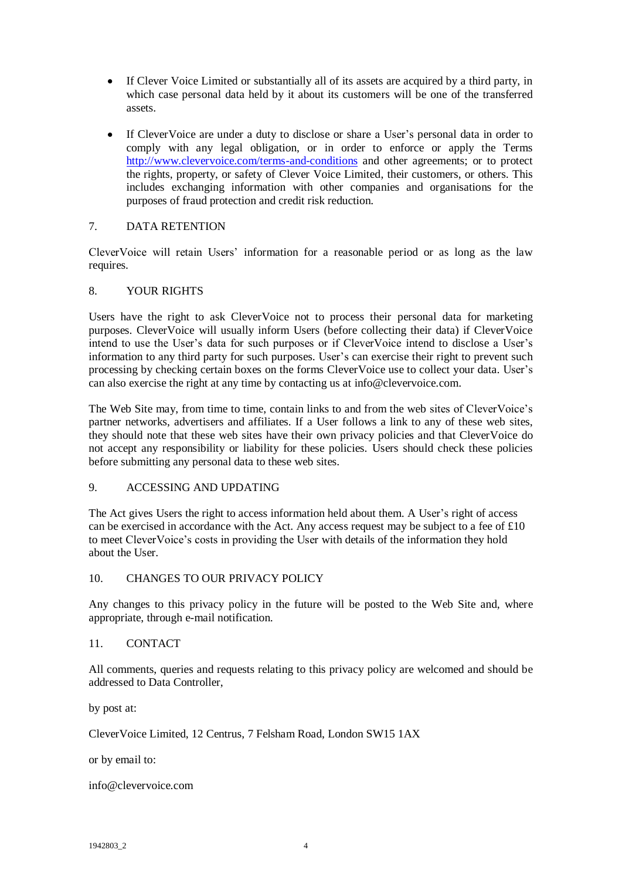- If Clever Voice Limited or substantially all of its assets are acquired by a third party, in which case personal data held by it about its customers will be one of the transferred assets.

- If CleverVoice are under a duty to disclose or share a User's personal data in order to comply with any legal obligation, or in order to enforce or apply the Terms http://www.clevervoice.com/terms-and-conditions and other agreements; or to protect the rights, property, or safety of Clever Voice Limited, their customers, or others. This includes exchanging information with other companies and organisations for the purposes of fraud protection and credit risk reduction.

## 7. DATA RETENTION

CleverVoice will retain Users' information for a reasonable period or as long as the law requires.

## 8. YOUR RIGHTS

Users have the right to ask CleverVoice not to process their personal data for marketing purposes. CleverVoice will usually inform Users (before collecting their data) if CleverVoice intend to use the User's data for such purposes or if CleverVoice intend to disclose a User's information to any third party for such purposes. User's can exercise their right to prevent such processing by checking certain boxes on the forms CleverVoice use to collect your data. User's can also exercise the right at any time by contacting us at info@clevervoice.com.

The Web Site may, from time to time, contain links to and from the web sites of CleverVoice's partner networks, advertisers and affiliates. If a User follows a link to any of these web sites, they should note that these web sites have their own privacy policies and that CleverVoice do not accept any responsibility or liability for these policies. Users should check these policies before submitting any personal data to these web sites.

## 9. ACCESSING AND UPDATING

The Act gives Users the right to access information held about them. A User's right of access can be exercised in accordance with the Act. Any access request may be subject to a fee of £10 to meet CleverVoice's costs in providing the User with details of the information they hold about the User.

## 10. CHANGES TO OUR PRIVACY POLICY

Any changes to this privacy policy in the future will be posted to the Web Site and, where appropriate, through e-mail notification.

## 11. CONTACT

All comments, queries and requests relating to this privacy policy are welcomed and should be addressed to Data Controller,

by post at:

CleverVoice Limited, 12 Centrus, 7 Felsham Road, London SW15 1AX

or by email to:

info@clevervoice.com

1942803_2